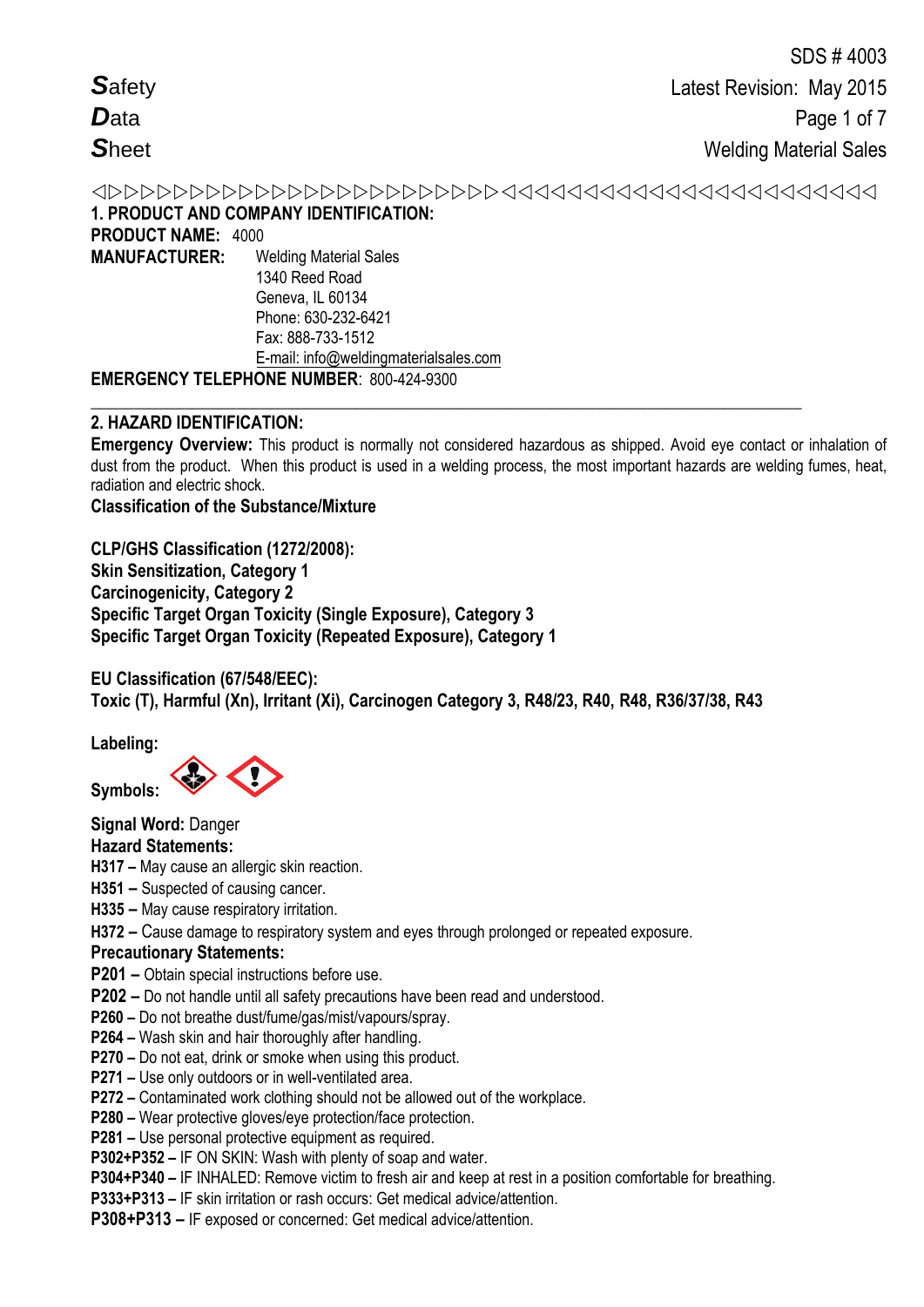SDS # 4003
Latest Revision: May 2015
Welding Material Sales

**S**afety
**D**ata
**S**heet

◁▷▷▷▷▷▷▷▷▷▷▷▷▷▷▷▷▷▷▷▷▷▷▷▷▷▷▷◁◁◁◁◁◁◁◁◁◁◁◁◁◁◁◁◁◁◁◁◁◁◁◁◁◁◁

## 1. PRODUCT AND COMPANY IDENTIFICATION:

**PRODUCT NAME:** 4000

**MANUFACTURER:** Welding Material Sales
1340 Reed Road
Geneva, IL 60134
Phone: 630-232-6421
Fax: 888-733-1512
E-mail: info@weldingmaterialsales.com

**EMERGENCY TELEPHONE NUMBER**: 800-424-9300

---

## 2. HAZARD IDENTIFICATION:

**Emergency Overview:** This product is normally not considered hazardous as shipped. Avoid eye contact or inhalation of dust from the product. When this product is used in a welding process, the most important hazards are welding fumes, heat, radiation and electric shock.

**Classification of the Substance/Mixture**

**CLP/GHS Classification (1272/2008):**
**Skin Sensitization, Category 1**
**Carcinogenicity, Category 2**
**Specific Target Organ Toxicity (Single Exposure), Category 3**
**Specific Target Organ Toxicity (Repeated Exposure), Category 1**

**EU Classification (67/548/EEC):**
**Toxic (T), Harmful (Xn), Irritant (Xi), Carcinogen Category 3, R48/23, R40, R48, R36/37/38, R43**

**Labeling:**

**Symbols:**

**Signal Word:** Danger

**Hazard Statements:**

**H317 –** May cause an allergic skin reaction.
**H351 –** Suspected of causing cancer.
**H335 –** May cause respiratory irritation.
**H372 –** Cause damage to respiratory system and eyes through prolonged or repeated exposure.

**Precautionary Statements:**

**P201 –** Obtain special instructions before use.
**P202 –** Do not handle until all safety precautions have been read and understood.
**P260 –** Do not breathe dust/fume/gas/mist/vapours/spray.
**P264 –** Wash skin and hair thoroughly after handling.
**P270 –** Do not eat, drink or smoke when using this product.
**P271 –** Use only outdoors or in well-ventilated area.
**P272 –** Contaminated work clothing should not be allowed out of the workplace.
**P280 –** Wear protective gloves/eye protection/face protection.
**P281 –** Use personal protective equipment as required.
**P302+P352 –** IF ON SKIN: Wash with plenty of soap and water.
**P304+P340 –** IF INHALED: Remove victim to fresh air and keep at rest in a position comfortable for breathing.
**P333+P313 –** IF skin irritation or rash occurs: Get medical advice/attention.
**P308+P313 –** IF exposed or concerned: Get medical advice/attention.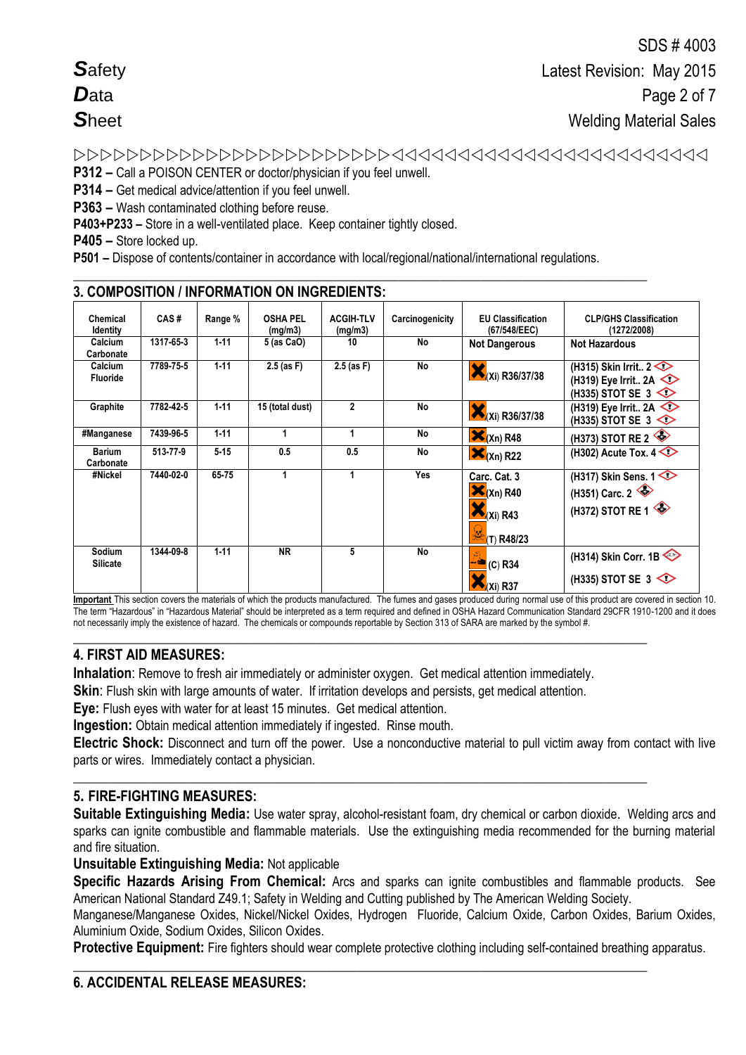**P312 –** Call a POISON CENTER or doctor/physician if you feel unwell.
**P314 –** Get medical advice/attention if you feel unwell.
**P363 –** Wash contaminated clothing before reuse.
**P403+P233 –** Store in a well-ventilated place. Keep container tightly closed.
**P405 –** Store locked up.
**P501 –** Dispose of contents/container in accordance with local/regional/national/international regulations.

## 3. COMPOSITION / INFORMATION ON INGREDIENTS:

| Chemical Identity | CAS # | Range % | OSHA PEL (mg/m3) | ACGIH-TLV (mg/m3) | Carcinogenicity | EU Classification (67/548/EEC) | CLP/GHS Classification (1272/2008) |
|---|---|---|---|---|---|---|---|
| Calcium Carbonate | 1317-65-3 | 1-11 | 5 (as CaO) | 10 | No | Not Dangerous | Not Hazardous |
| Calcium Fluoride | 7789-75-5 | 1-11 | 2.5 (as F) | 2.5 (as F) | No | (Xi) R36/37/38 | (H315) Skin Irrit.. 2 (H319) Eye Irrit.. 2A (H335) STOT SE 3 |
| Graphite | 7782-42-5 | 1-11 | 15 (total dust) | 2 | No | (Xi) R36/37/38 | (H319) Eye Irrit.. 2A (H335) STOT SE 3 |
| #Manganese | 7439-96-5 | 1-11 | 1 | 1 | No | (Xn) R48 | (H373) STOT RE 2 |
| Barium Carbonate | 513-77-9 | 5-15 | 0.5 | 0.5 | No | (Xn) R22 | (H302) Acute Tox. 4 |
| #Nickel | 7440-02-0 | 65-75 | 1 | 1 | Yes | Carc. Cat. 3 (Xn) R40 (Xi) R43 (T) R48/23 | (H317) Skin Sens. 1 (H351) Carc. 2 (H372) STOT RE 1 |
| Sodium Silicate | 1344-09-8 | 1-11 | NR | 5 | No | (C) R34 (Xi) R37 | (H314) Skin Corr. 1B (H335) STOT SE 3 |

**Important** This section covers the materials of which the products manufactured. The fumes and gases produced during normal use of this product are covered in section 10. The term "Hazardous" in "Hazardous Material" should be interpreted as a term required and defined in OSHA Hazard Communication Standard 29CFR 1910-1200 and it does not necessarily imply the existence of hazard. The chemicals or compounds reportable by Section 313 of SARA are marked by the symbol #.

## 4. FIRST AID MEASURES:

**Inhalation**: Remove to fresh air immediately or administer oxygen. Get medical attention immediately.
**Skin**: Flush skin with large amounts of water. If irritation develops and persists, get medical attention.
**Eye:** Flush eyes with water for at least 15 minutes. Get medical attention.
**Ingestion:** Obtain medical attention immediately if ingested. Rinse mouth.
**Electric Shock:** Disconnect and turn off the power. Use a nonconductive material to pull victim away from contact with live parts or wires. Immediately contact a physician.

## 5. FIRE-FIGHTING MEASURES:

**Suitable Extinguishing Media:** Use water spray, alcohol-resistant foam, dry chemical or carbon dioxide. Welding arcs and sparks can ignite combustible and flammable materials. Use the extinguishing media recommended for the burning material and fire situation.
**Unsuitable Extinguishing Media:** Not applicable
**Specific Hazards Arising From Chemical:** Arcs and sparks can ignite combustibles and flammable products. See American National Standard Z49.1; Safety in Welding and Cutting published by The American Welding Society.
Manganese/Manganese Oxides, Nickel/Nickel Oxides, Hydrogen Fluoride, Calcium Oxide, Carbon Oxides, Barium Oxides, Aluminium Oxide, Sodium Oxides, Silicon Oxides.
**Protective Equipment:** Fire fighters should wear complete protective clothing including self-contained breathing apparatus.

## 6. ACCIDENTAL RELEASE MEASURES: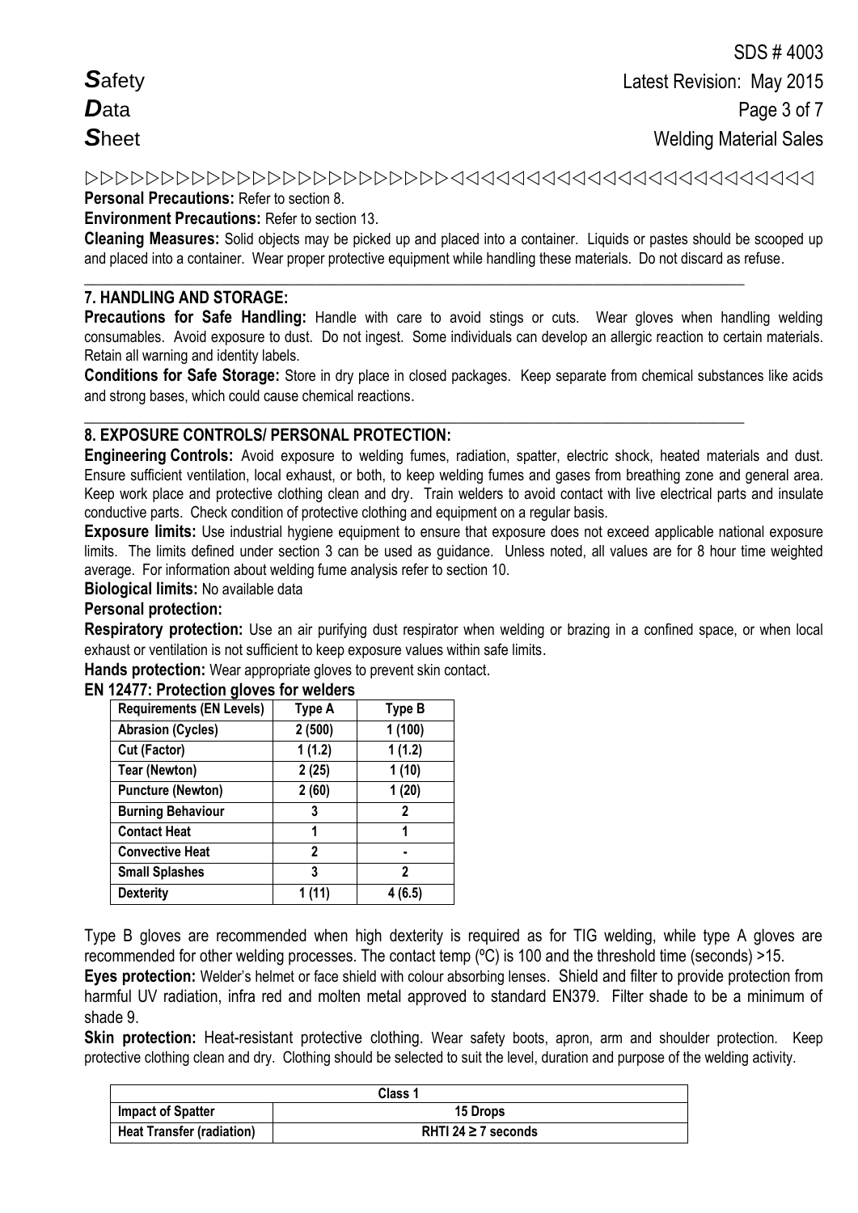**Personal Precautions:** Refer to section 8.

**Environment Precautions:** Refer to section 13.

**Cleaning Measures:** Solid objects may be picked up and placed into a container. Liquids or pastes should be scooped up and placed into a container. Wear proper protective equipment while handling these materials. Do not discard as refuse.

## 7. HANDLING AND STORAGE:

**Precautions for Safe Handling:** Handle with care to avoid stings or cuts. Wear gloves when handling welding consumables. Avoid exposure to dust. Do not ingest. Some individuals can develop an allergic reaction to certain materials. Retain all warning and identity labels.

**Conditions for Safe Storage:** Store in dry place in closed packages. Keep separate from chemical substances like acids and strong bases, which could cause chemical reactions.

## 8. EXPOSURE CONTROLS/ PERSONAL PROTECTION:

**Engineering Controls:** Avoid exposure to welding fumes, radiation, spatter, electric shock, heated materials and dust. Ensure sufficient ventilation, local exhaust, or both, to keep welding fumes and gases from breathing zone and general area. Keep work place and protective clothing clean and dry. Train welders to avoid contact with live electrical parts and insulate conductive parts. Check condition of protective clothing and equipment on a regular basis.

**Exposure limits:** Use industrial hygiene equipment to ensure that exposure does not exceed applicable national exposure limits. The limits defined under section 3 can be used as guidance. Unless noted, all values are for 8 hour time weighted average. For information about welding fume analysis refer to section 10.

**Biological limits:** No available data

**Personal protection:**

**Respiratory protection:** Use an air purifying dust respirator when welding or brazing in a confined space, or when local exhaust or ventilation is not sufficient to keep exposure values within safe limits.

**Hands protection:** Wear appropriate gloves to prevent skin contact.

**EN 12477: Protection gloves for welders**

| Requirements (EN Levels) | Type A | Type B |
|---|---|---|
| Abrasion (Cycles) | 2 (500) | 1 (100) |
| Cut (Factor) | 1 (1.2) | 1 (1.2) |
| Tear (Newton) | 2 (25) | 1 (10) |
| Puncture (Newton) | 2 (60) | 1 (20) |
| Burning Behaviour | 3 | 2 |
| Contact Heat | 1 | 1 |
| Convective Heat | 2 | - |
| Small Splashes | 3 | 2 |
| Dexterity | 1 (11) | 4 (6.5) |

Type B gloves are recommended when high dexterity is required as for TIG welding, while type A gloves are recommended for other welding processes. The contact temp (ºC) is 100 and the threshold time (seconds) >15.

**Eyes protection:** Welder's helmet or face shield with colour absorbing lenses. Shield and filter to provide protection from harmful UV radiation, infra red and molten metal approved to standard EN379. Filter shade to be a minimum of shade 9.

**Skin protection:** Heat-resistant protective clothing. Wear safety boots, apron, arm and shoulder protection. Keep protective clothing clean and dry. Clothing should be selected to suit the level, duration and purpose of the welding activity.

| Class 1 | |
|---|---|
| Impact of Spatter | 15 Drops |
| Heat Transfer (radiation) | RHTI 24 ≥ 7 seconds |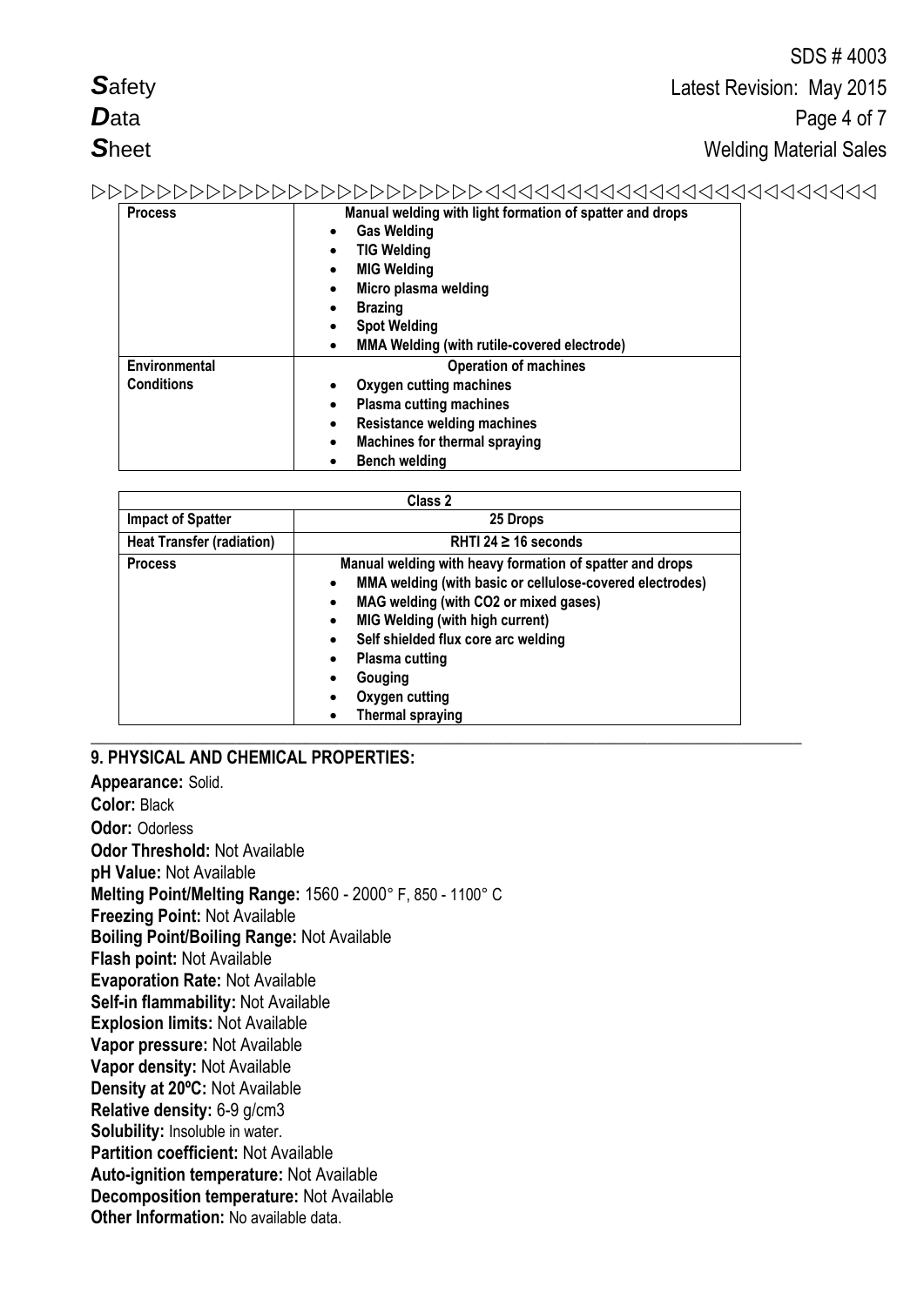| Process | Manual welding with light formation of spatter and drops<br>• Gas Welding<br>• TIG Welding<br>• MIG Welding<br>• Micro plasma welding<br>• Brazing<br>• Spot Welding<br>• MMA Welding (with rutile-covered electrode) |
|---|---|
| Environmental Conditions | Operation of machines<br>• Oxygen cutting machines<br>• Plasma cutting machines<br>• Resistance welding machines<br>• Machines for thermal spraying<br>• Bench welding |

| Class 2 | |
|---|---|
| Impact of Spatter | 25 Drops |
| Heat Transfer (radiation) | RHTI 24 ≥ 16 seconds |
| Process | Manual welding with heavy formation of spatter and drops<br>• MMA welding (with basic or cellulose-covered electrodes)<br>• MAG welding (with CO2 or mixed gases)<br>• MIG Welding (with high current)<br>• Self shielded flux core arc welding<br>• Plasma cutting<br>• Gouging<br>• Oxygen cutting<br>• Thermal spraying |

## 9. PHYSICAL AND CHEMICAL PROPERTIES:

**Appearance:** Solid.
**Color:** Black
**Odor:** Odorless
**Odor Threshold:** Not Available
**pH Value:** Not Available
**Melting Point/Melting Range:** 1560 - 2000° F, 850 - 1100° C
**Freezing Point:** Not Available
**Boiling Point/Boiling Range:** Not Available
**Flash point:** Not Available
**Evaporation Rate:** Not Available
**Self-in flammability:** Not Available
**Explosion limits:** Not Available
**Vapor pressure:** Not Available
**Vapor density:** Not Available
**Density at 20ºC:** Not Available
**Relative density:** 6-9 g/cm3
**Solubility:** Insoluble in water.
**Partition coefficient:** Not Available
**Auto-ignition temperature:** Not Available
**Decomposition temperature:** Not Available
**Other Information:** No available data.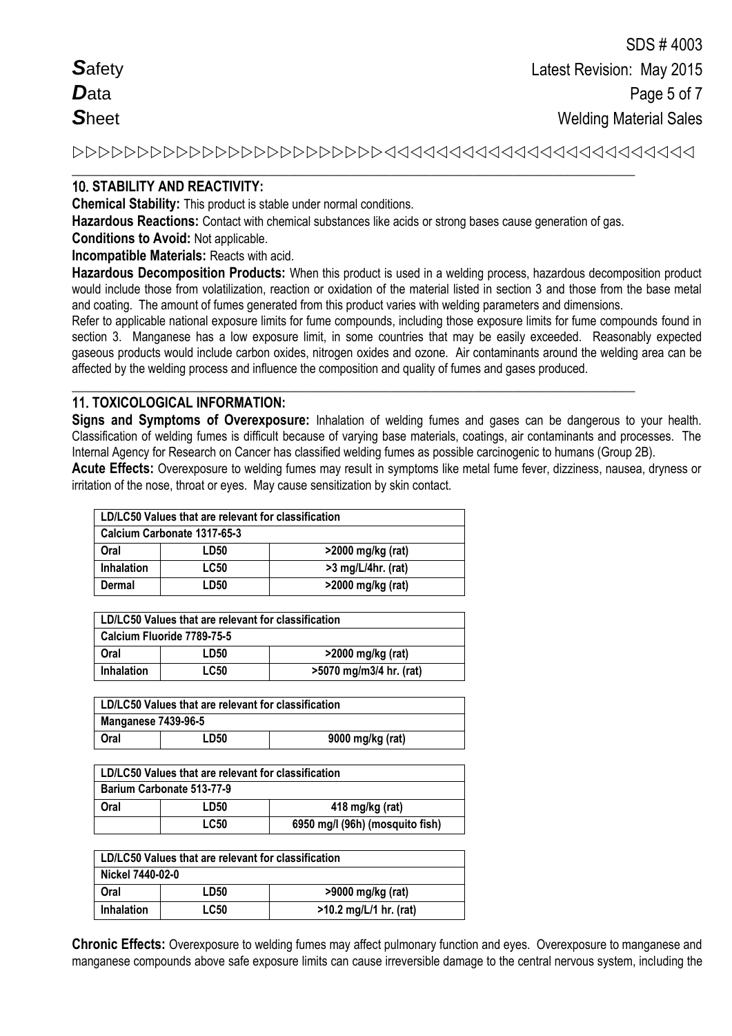## 10. STABILITY AND REACTIVITY:

**Chemical Stability:** This product is stable under normal conditions.

**Hazardous Reactions:** Contact with chemical substances like acids or strong bases cause generation of gas.

**Conditions to Avoid:** Not applicable.

**Incompatible Materials:** Reacts with acid.

**Hazardous Decomposition Products:** When this product is used in a welding process, hazardous decomposition product would include those from volatilization, reaction or oxidation of the material listed in section 3 and those from the base metal and coating. The amount of fumes generated from this product varies with welding parameters and dimensions.

Refer to applicable national exposure limits for fume compounds, including those exposure limits for fume compounds found in section 3. Manganese has a low exposure limit, in some countries that may be easily exceeded. Reasonably expected gaseous products would include carbon oxides, nitrogen oxides and ozone. Air contaminants around the welding area can be affected by the welding process and influence the composition and quality of fumes and gases produced.

## 11. TOXICOLOGICAL INFORMATION:

**Signs and Symptoms of Overexposure:** Inhalation of welding fumes and gases can be dangerous to your health. Classification of welding fumes is difficult because of varying base materials, coatings, air contaminants and processes. The Internal Agency for Research on Cancer has classified welding fumes as possible carcinogenic to humans (Group 2B).

**Acute Effects:** Overexposure to welding fumes may result in symptoms like metal fume fever, dizziness, nausea, dryness or irritation of the nose, throat or eyes. May cause sensitization by skin contact.

| LD/LC50 Values that are relevant for classification | | |
|---|---|---|
| **Calcium Carbonate 1317-65-3** | | |
| **Oral** | **LD50** | **>2000 mg/kg (rat)** |
| **Inhalation** | **LC50** | **>3 mg/L/4hr. (rat)** |
| **Dermal** | **LD50** | **>2000 mg/kg (rat)** |

| LD/LC50 Values that are relevant for classification | | |
|---|---|---|
| **Calcium Fluoride 7789-75-5** | | |
| **Oral** | **LD50** | **>2000 mg/kg (rat)** |
| **Inhalation** | **LC50** | **>5070 mg/m3/4 hr. (rat)** |

| LD/LC50 Values that are relevant for classification | | |
|---|---|---|
| **Manganese 7439-96-5** | | |
| **Oral** | **LD50** | **9000 mg/kg (rat)** |

| LD/LC50 Values that are relevant for classification | | |
|---|---|---|
| **Barium Carbonate 513-77-9** | | |
| **Oral** | **LD50** | **418 mg/kg (rat)** |
| | **LC50** | **6950 mg/l (96h) (mosquito fish)** |

| LD/LC50 Values that are relevant for classification | | |
|---|---|---|
| **Nickel 7440-02-0** | | |
| **Oral** | **LD50** | **>9000 mg/kg (rat)** |
| **Inhalation** | **LC50** | **>10.2 mg/L/1 hr. (rat)** |

**Chronic Effects:** Overexposure to welding fumes may affect pulmonary function and eyes. Overexposure to manganese and manganese compounds above safe exposure limits can cause irreversible damage to the central nervous system, including the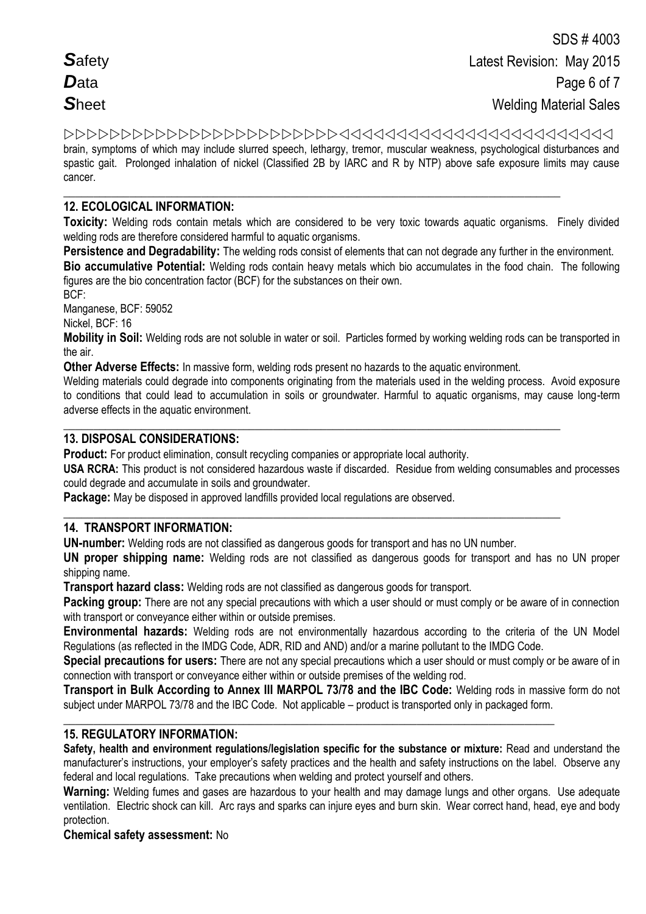brain, symptoms of which may include slurred speech, lethargy, tremor, muscular weakness, psychological disturbances and spastic gait. Prolonged inhalation of nickel (Classified 2B by IARC and R by NTP) above safe exposure limits may cause cancer.

## 12. ECOLOGICAL INFORMATION:

**Toxicity:** Welding rods contain metals which are considered to be very toxic towards aquatic organisms. Finely divided welding rods are therefore considered harmful to aquatic organisms.

**Persistence and Degradability:** The welding rods consist of elements that can not degrade any further in the environment.

**Bio accumulative Potential:** Welding rods contain heavy metals which bio accumulates in the food chain. The following figures are the bio concentration factor (BCF) for the substances on their own.

BCF:

Manganese, BCF: 59052

Nickel, BCF: 16

**Mobility in Soil:** Welding rods are not soluble in water or soil. Particles formed by working welding rods can be transported in the air.

**Other Adverse Effects:** In massive form, welding rods present no hazards to the aquatic environment.

Welding materials could degrade into components originating from the materials used in the welding process. Avoid exposure to conditions that could lead to accumulation in soils or groundwater. Harmful to aquatic organisms, may cause long-term adverse effects in the aquatic environment.

## 13. DISPOSAL CONSIDERATIONS:

**Product:** For product elimination, consult recycling companies or appropriate local authority.

**USA RCRA:** This product is not considered hazardous waste if discarded. Residue from welding consumables and processes could degrade and accumulate in soils and groundwater.

**Package:** May be disposed in approved landfills provided local regulations are observed.

## 14. TRANSPORT INFORMATION:

**UN-number:** Welding rods are not classified as dangerous goods for transport and has no UN number.

**UN proper shipping name:** Welding rods are not classified as dangerous goods for transport and has no UN proper shipping name.

**Transport hazard class:** Welding rods are not classified as dangerous goods for transport.

**Packing group:** There are not any special precautions with which a user should or must comply or be aware of in connection with transport or conveyance either within or outside premises.

**Environmental hazards:** Welding rods are not environmentally hazardous according to the criteria of the UN Model Regulations (as reflected in the IMDG Code, ADR, RID and AND) and/or a marine pollutant to the IMDG Code.

**Special precautions for users:** There are not any special precautions which a user should or must comply or be aware of in connection with transport or conveyance either within or outside premises of the welding rod.

**Transport in Bulk According to Annex III MARPOL 73/78 and the IBC Code:** Welding rods in massive form do not subject under MARPOL 73/78 and the IBC Code. Not applicable – product is transported only in packaged form.

## 15. REGULATORY INFORMATION:

**Safety, health and environment regulations/legislation specific for the substance or mixture:** Read and understand the manufacturer's instructions, your employer's safety practices and the health and safety instructions on the label. Observe any federal and local regulations. Take precautions when welding and protect yourself and others.

**Warning:** Welding fumes and gases are hazardous to your health and may damage lungs and other organs. Use adequate ventilation. Electric shock can kill. Arc rays and sparks can injure eyes and burn skin. Wear correct hand, head, eye and body protection.

**Chemical safety assessment:** No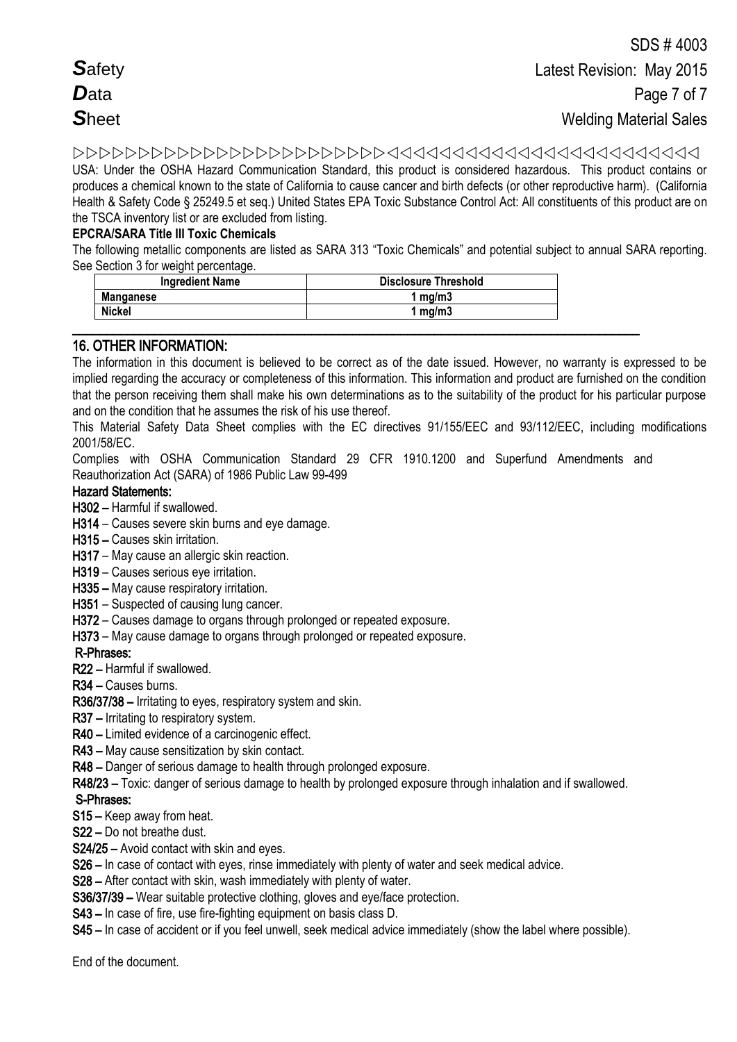▷▷▷▷▷▷▷▷▷▷▷▷▷▷▷▷▷▷▷▷▷▷▷▷◁◁◁◁◁◁◁◁◁◁◁◁◁◁◁◁◁◁◁◁◁◁◁◁◁◁

USA: Under the OSHA Hazard Communication Standard, this product is considered hazardous. This product contains or produces a chemical known to the state of California to cause cancer and birth defects (or other reproductive harm). (California Health & Safety Code § 25249.5 et seq.) United States EPA Toxic Substance Control Act: All constituents of this product are on the TSCA inventory list or are excluded from listing.

**EPCRA/SARA Title III Toxic Chemicals**

The following metallic components are listed as SARA 313 "Toxic Chemicals" and potential subject to annual SARA reporting. See Section 3 for weight percentage.

| Ingredient Name | Disclosure Threshold |
|---|---|
| Manganese | 1 mg/m3 |
| Nickel | 1 mg/m3 |

## 16. OTHER INFORMATION:

The information in this document is believed to be correct as of the date issued. However, no warranty is expressed to be implied regarding the accuracy or completeness of this information. This information and product are furnished on the condition that the person receiving them shall make his own determinations as to the suitability of the product for his particular purpose and on the condition that he assumes the risk of his use thereof.

This Material Safety Data Sheet complies with the EC directives 91/155/EEC and 93/112/EEC, including modifications 2001/58/EC.

Complies with OSHA Communication Standard 29 CFR 1910.1200 and Superfund Amendments and Reauthorization Act (SARA) of 1986 Public Law 99-499

**Hazard Statements:**

**H302 –** Harmful if swallowed.
**H314** – Causes severe skin burns and eye damage.
**H315 –** Causes skin irritation.
**H317** – May cause an allergic skin reaction.
**H319** – Causes serious eye irritation.
**H335 –** May cause respiratory irritation.
**H351** – Suspected of causing lung cancer.
**H372** – Causes damage to organs through prolonged or repeated exposure.
**H373** – May cause damage to organs through prolonged or repeated exposure.

**R-Phrases:**

**R22 –** Harmful if swallowed.
**R34 –** Causes burns.
**R36/37/38 –** Irritating to eyes, respiratory system and skin.
**R37 –** Irritating to respiratory system.
**R40 –** Limited evidence of a carcinogenic effect.
**R43 –** May cause sensitization by skin contact.
**R48 –** Danger of serious damage to health through prolonged exposure.
**R48/23 –** Toxic: danger of serious damage to health by prolonged exposure through inhalation and if swallowed.

**S-Phrases:**

**S15 –** Keep away from heat.
**S22 –** Do not breathe dust.
**S24/25 –** Avoid contact with skin and eyes.
**S26 –** In case of contact with eyes, rinse immediately with plenty of water and seek medical advice.
**S28 –** After contact with skin, wash immediately with plenty of water.
**S36/37/39 –** Wear suitable protective clothing, gloves and eye/face protection.
**S43 –** In case of fire, use fire-fighting equipment on basis class D.
**S45 –** In case of accident or if you feel unwell, seek medical advice immediately (show the label where possible).

End of the document.